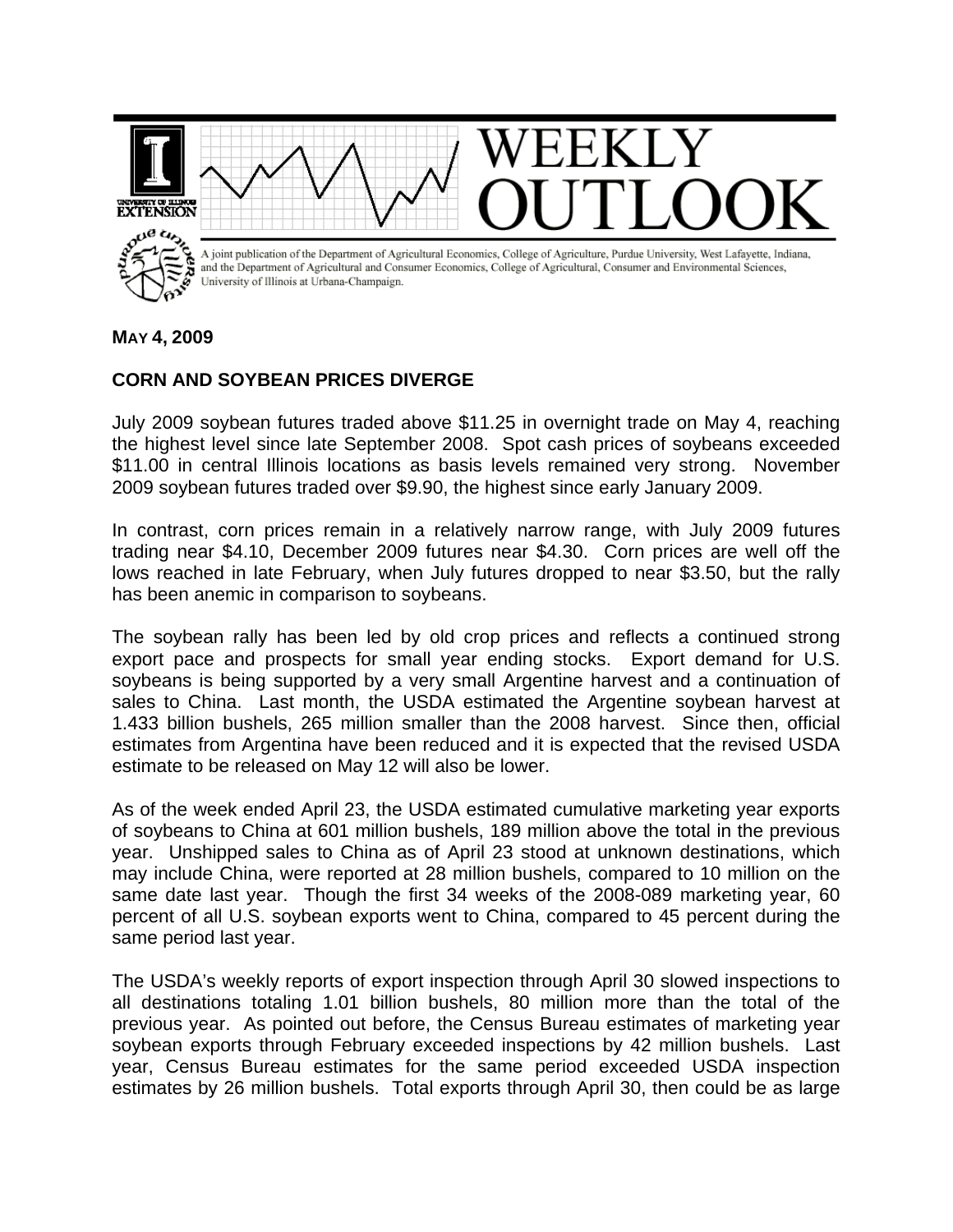# WEEKLY OUTLOOK

A joint publication of the Department of Agricultural Economics, College of Agriculture, Purdue University, West Lafayette, Indiana, and the Department of Agricultural and Consumer Economics, College of Agricultural, Consumer and Environmental Sciences, University of Illinois at Urbana-Champaign.

**MAY 4, 2009**

## CORN AND SOYBEAN PRICES DIVERGE

July 2009 soybean futures traded above $11.25 in overnight trade on May 4, reaching the highest level since late September 2008. Spot cash prices of soybeans exceeded $11.00 in central Illinois locations as basis levels remained very strong. November 2009 soybean futures traded over $9.90, the highest since early January 2009.

In contrast, corn prices remain in a relatively narrow range, with July 2009 futures trading near $4.10, December 2009 futures near $4.30. Corn prices are well off the lows reached in late February, when July futures dropped to near $3.50, but the rally has been anemic in comparison to soybeans.

The soybean rally has been led by old crop prices and reflects a continued strong export pace and prospects for small year ending stocks. Export demand for U.S. soybeans is being supported by a very small Argentine harvest and a continuation of sales to China. Last month, the USDA estimated the Argentine soybean harvest at 1.433 billion bushels, 265 million smaller than the 2008 harvest. Since then, official estimates from Argentina have been reduced and it is expected that the revised USDA estimate to be released on May 12 will also be lower.

As of the week ended April 23, the USDA estimated cumulative marketing year exports of soybeans to China at 601 million bushels, 189 million above the total in the previous year. Unshipped sales to China as of April 23 stood at unknown destinations, which may include China, were reported at 28 million bushels, compared to 10 million on the same date last year. Though the first 34 weeks of the 2008-089 marketing year, 60 percent of all U.S. soybean exports went to China, compared to 45 percent during the same period last year.

The USDA's weekly reports of export inspection through April 30 slowed inspections to all destinations totaling 1.01 billion bushels, 80 million more than the total of the previous year. As pointed out before, the Census Bureau estimates of marketing year soybean exports through February exceeded inspections by 42 million bushels. Last year, Census Bureau estimates for the same period exceeded USDA inspection estimates by 26 million bushels. Total exports through April 30, then could be as large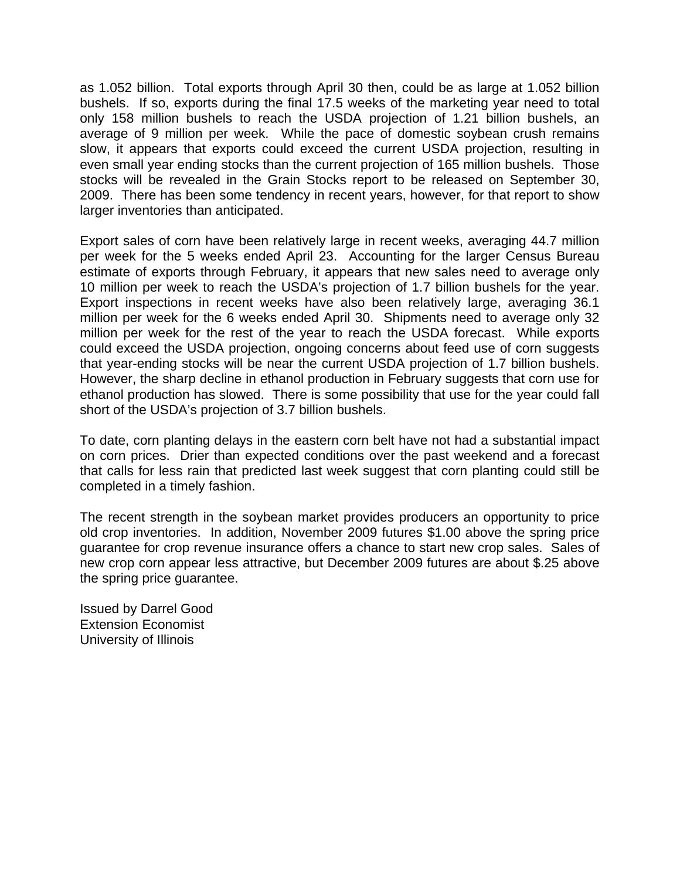as 1.052 billion. Total exports through April 30 then, could be as large at 1.052 billion bushels. If so, exports during the final 17.5 weeks of the marketing year need to total only 158 million bushels to reach the USDA projection of 1.21 billion bushels, an average of 9 million per week. While the pace of domestic soybean crush remains slow, it appears that exports could exceed the current USDA projection, resulting in even small year ending stocks than the current projection of 165 million bushels. Those stocks will be revealed in the Grain Stocks report to be released on September 30, 2009. There has been some tendency in recent years, however, for that report to show larger inventories than anticipated.

Export sales of corn have been relatively large in recent weeks, averaging 44.7 million per week for the 5 weeks ended April 23. Accounting for the larger Census Bureau estimate of exports through February, it appears that new sales need to average only 10 million per week to reach the USDA's projection of 1.7 billion bushels for the year. Export inspections in recent weeks have also been relatively large, averaging 36.1 million per week for the 6 weeks ended April 30. Shipments need to average only 32 million per week for the rest of the year to reach the USDA forecast. While exports could exceed the USDA projection, ongoing concerns about feed use of corn suggests that year-ending stocks will be near the current USDA projection of 1.7 billion bushels. However, the sharp decline in ethanol production in February suggests that corn use for ethanol production has slowed. There is some possibility that use for the year could fall short of the USDA's projection of 3.7 billion bushels.

To date, corn planting delays in the eastern corn belt have not had a substantial impact on corn prices. Drier than expected conditions over the past weekend and a forecast that calls for less rain that predicted last week suggest that corn planting could still be completed in a timely fashion.

The recent strength in the soybean market provides producers an opportunity to price old crop inventories. In addition, November 2009 futures $1.00 above the spring price guarantee for crop revenue insurance offers a chance to start new crop sales. Sales of new crop corn appear less attractive, but December 2009 futures are about $.25 above the spring price guarantee.

Issued by Darrel Good
Extension Economist
University of Illinois